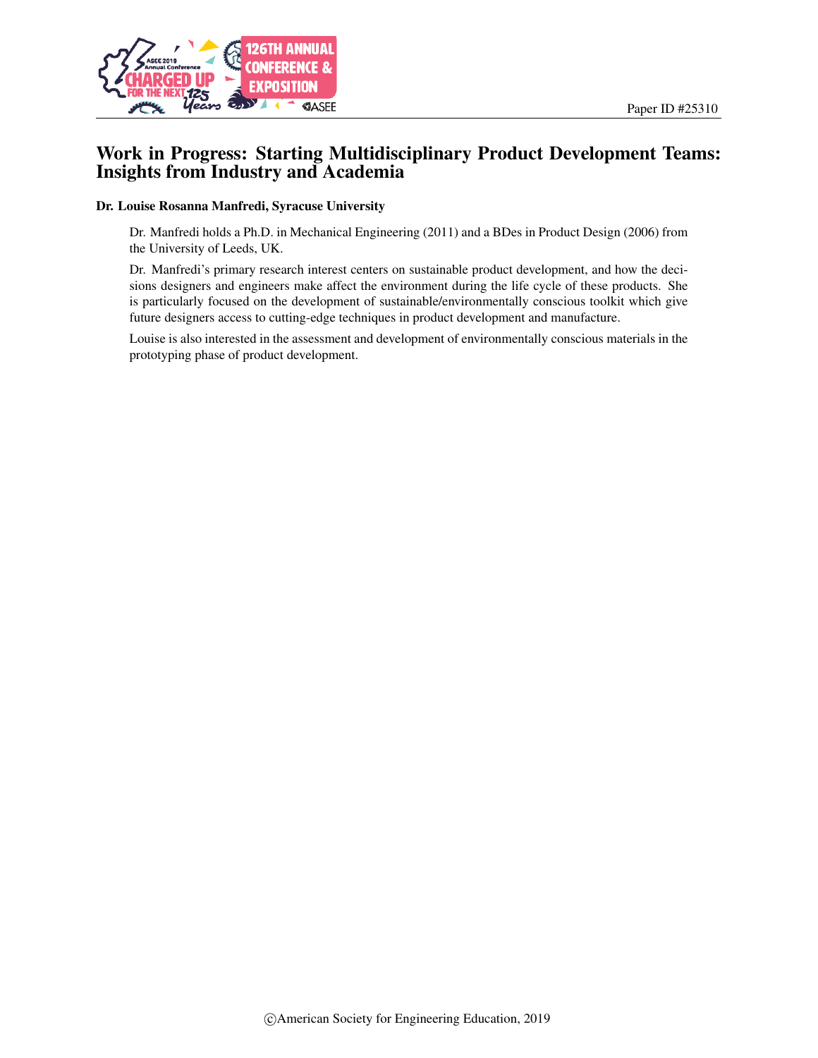Paper ID #25310

# Work in Progress: Starting Multidisciplinary Product Development Teams: Insights from Industry and Academia

**Dr. Louise Rosanna Manfredi, Syracuse University**

Dr. Manfredi holds a Ph.D. in Mechanical Engineering (2011) and a BDes in Product Design (2006) from the University of Leeds, UK.

Dr. Manfredi's primary research interest centers on sustainable product development, and how the decisions designers and engineers make affect the environment during the life cycle of these products. She is particularly focused on the development of sustainable/environmentally conscious toolkit which give future designers access to cutting-edge techniques in product development and manufacture.

Louise is also interested in the assessment and development of environmentally conscious materials in the prototyping phase of product development.

©American Society for Engineering Education, 2019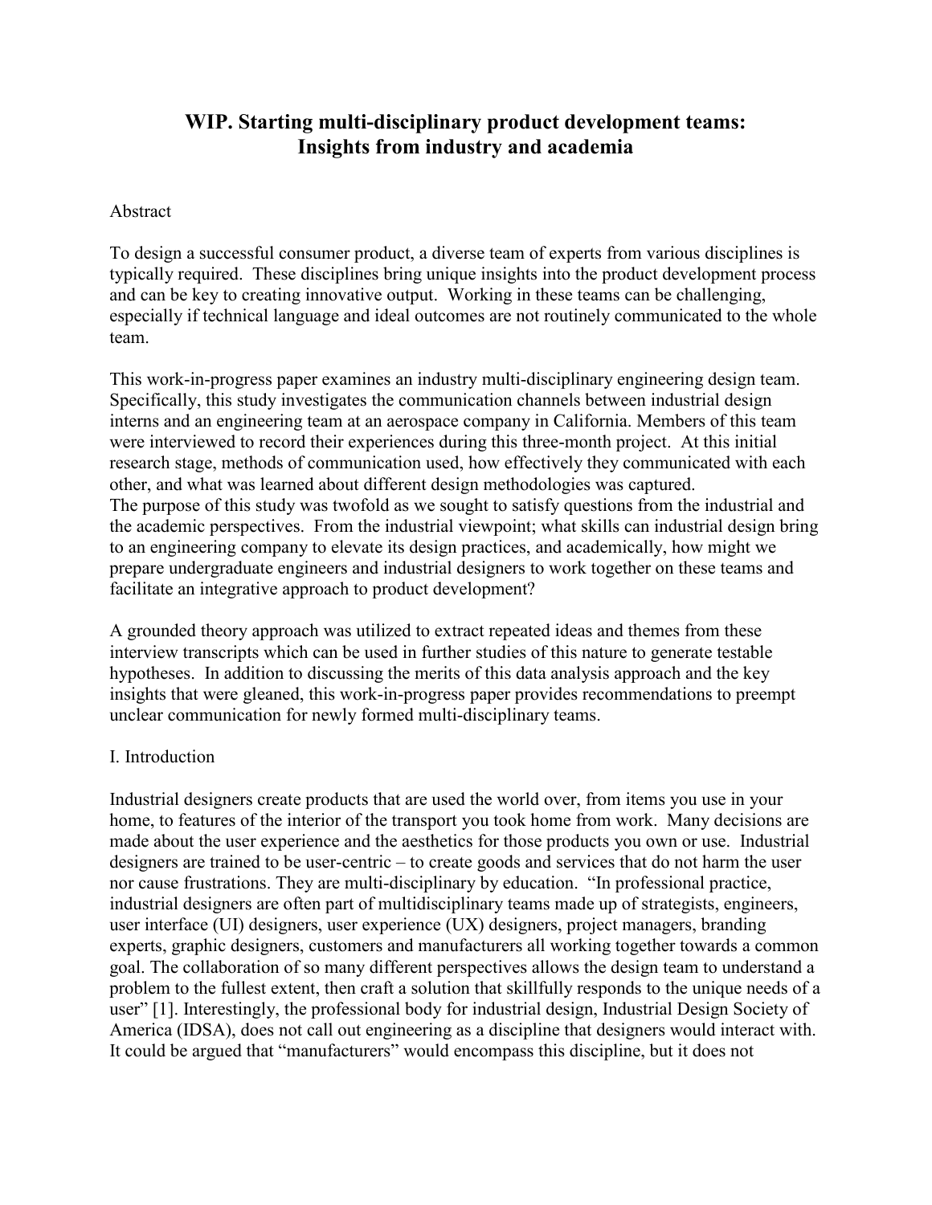# WIP. Starting multi-disciplinary product development teams: Insights from industry and academia

Abstract

To design a successful consumer product, a diverse team of experts from various disciplines is typically required. These disciplines bring unique insights into the product development process and can be key to creating innovative output. Working in these teams can be challenging, especially if technical language and ideal outcomes are not routinely communicated to the whole team.

This work-in-progress paper examines an industry multi-disciplinary engineering design team. Specifically, this study investigates the communication channels between industrial design interns and an engineering team at an aerospace company in California. Members of this team were interviewed to record their experiences during this three-month project. At this initial research stage, methods of communication used, how effectively they communicated with each other, and what was learned about different design methodologies was captured.
The purpose of this study was twofold as we sought to satisfy questions from the industrial and the academic perspectives. From the industrial viewpoint; what skills can industrial design bring to an engineering company to elevate its design practices, and academically, how might we prepare undergraduate engineers and industrial designers to work together on these teams and facilitate an integrative approach to product development?

A grounded theory approach was utilized to extract repeated ideas and themes from these interview transcripts which can be used in further studies of this nature to generate testable hypotheses. In addition to discussing the merits of this data analysis approach and the key insights that were gleaned, this work-in-progress paper provides recommendations to preempt unclear communication for newly formed multi-disciplinary teams.

## I. Introduction

Industrial designers create products that are used the world over, from items you use in your home, to features of the interior of the transport you took home from work. Many decisions are made about the user experience and the aesthetics for those products you own or use. Industrial designers are trained to be user-centric – to create goods and services that do not harm the user nor cause frustrations. They are multi-disciplinary by education. "In professional practice, industrial designers are often part of multidisciplinary teams made up of strategists, engineers, user interface (UI) designers, user experience (UX) designers, project managers, branding experts, graphic designers, customers and manufacturers all working together towards a common goal. The collaboration of so many different perspectives allows the design team to understand a problem to the fullest extent, then craft a solution that skillfully responds to the unique needs of a user" [1]. Interestingly, the professional body for industrial design, Industrial Design Society of America (IDSA), does not call out engineering as a discipline that designers would interact with. It could be argued that "manufacturers" would encompass this discipline, but it does not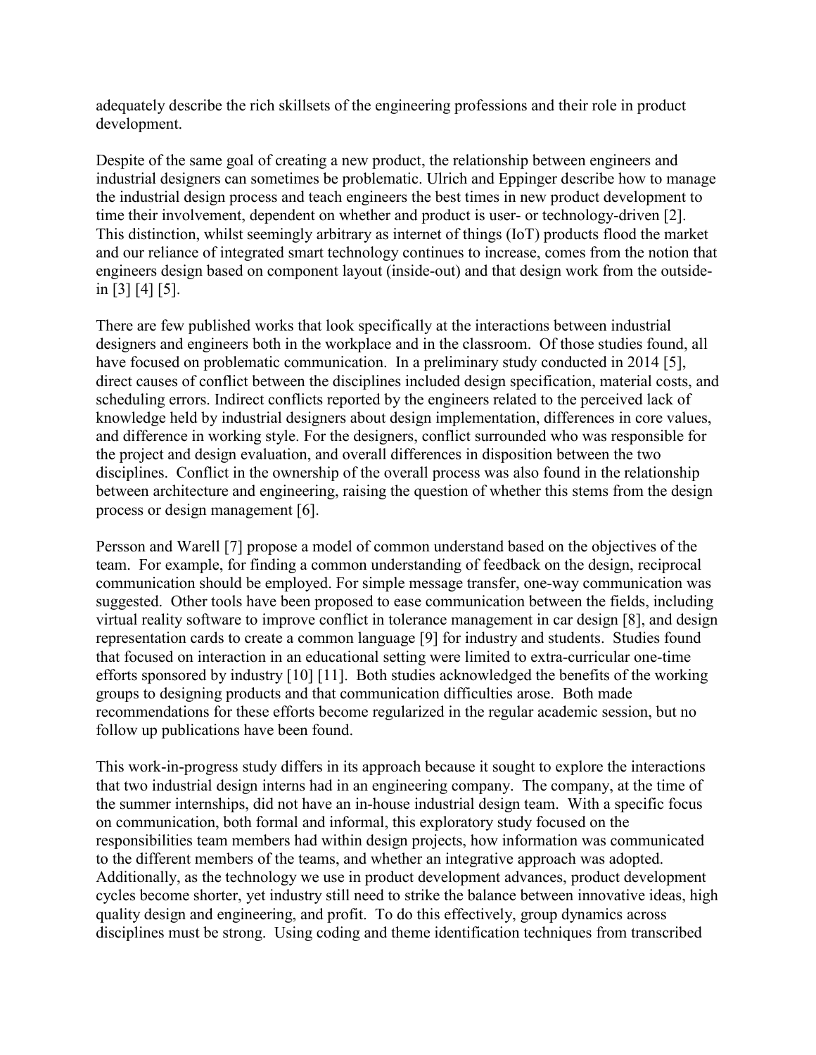adequately describe the rich skillsets of the engineering professions and their role in product development.

Despite of the same goal of creating a new product, the relationship between engineers and industrial designers can sometimes be problematic. Ulrich and Eppinger describe how to manage the industrial design process and teach engineers the best times in new product development to time their involvement, dependent on whether and product is user- or technology-driven [2]. This distinction, whilst seemingly arbitrary as internet of things (IoT) products flood the market and our reliance of integrated smart technology continues to increase, comes from the notion that engineers design based on component layout (inside-out) and that design work from the outside-in [3] [4] [5].

There are few published works that look specifically at the interactions between industrial designers and engineers both in the workplace and in the classroom. Of those studies found, all have focused on problematic communication. In a preliminary study conducted in 2014 [5], direct causes of conflict between the disciplines included design specification, material costs, and scheduling errors. Indirect conflicts reported by the engineers related to the perceived lack of knowledge held by industrial designers about design implementation, differences in core values, and difference in working style. For the designers, conflict surrounded who was responsible for the project and design evaluation, and overall differences in disposition between the two disciplines. Conflict in the ownership of the overall process was also found in the relationship between architecture and engineering, raising the question of whether this stems from the design process or design management [6].

Persson and Warell [7] propose a model of common understand based on the objectives of the team. For example, for finding a common understanding of feedback on the design, reciprocal communication should be employed. For simple message transfer, one-way communication was suggested. Other tools have been proposed to ease communication between the fields, including virtual reality software to improve conflict in tolerance management in car design [8], and design representation cards to create a common language [9] for industry and students. Studies found that focused on interaction in an educational setting were limited to extra-curricular one-time efforts sponsored by industry [10] [11]. Both studies acknowledged the benefits of the working groups to designing products and that communication difficulties arose. Both made recommendations for these efforts become regularized in the regular academic session, but no follow up publications have been found.

This work-in-progress study differs in its approach because it sought to explore the interactions that two industrial design interns had in an engineering company. The company, at the time of the summer internships, did not have an in-house industrial design team. With a specific focus on communication, both formal and informal, this exploratory study focused on the responsibilities team members had within design projects, how information was communicated to the different members of the teams, and whether an integrative approach was adopted. Additionally, as the technology we use in product development advances, product development cycles become shorter, yet industry still need to strike the balance between innovative ideas, high quality design and engineering, and profit. To do this effectively, group dynamics across disciplines must be strong. Using coding and theme identification techniques from transcribed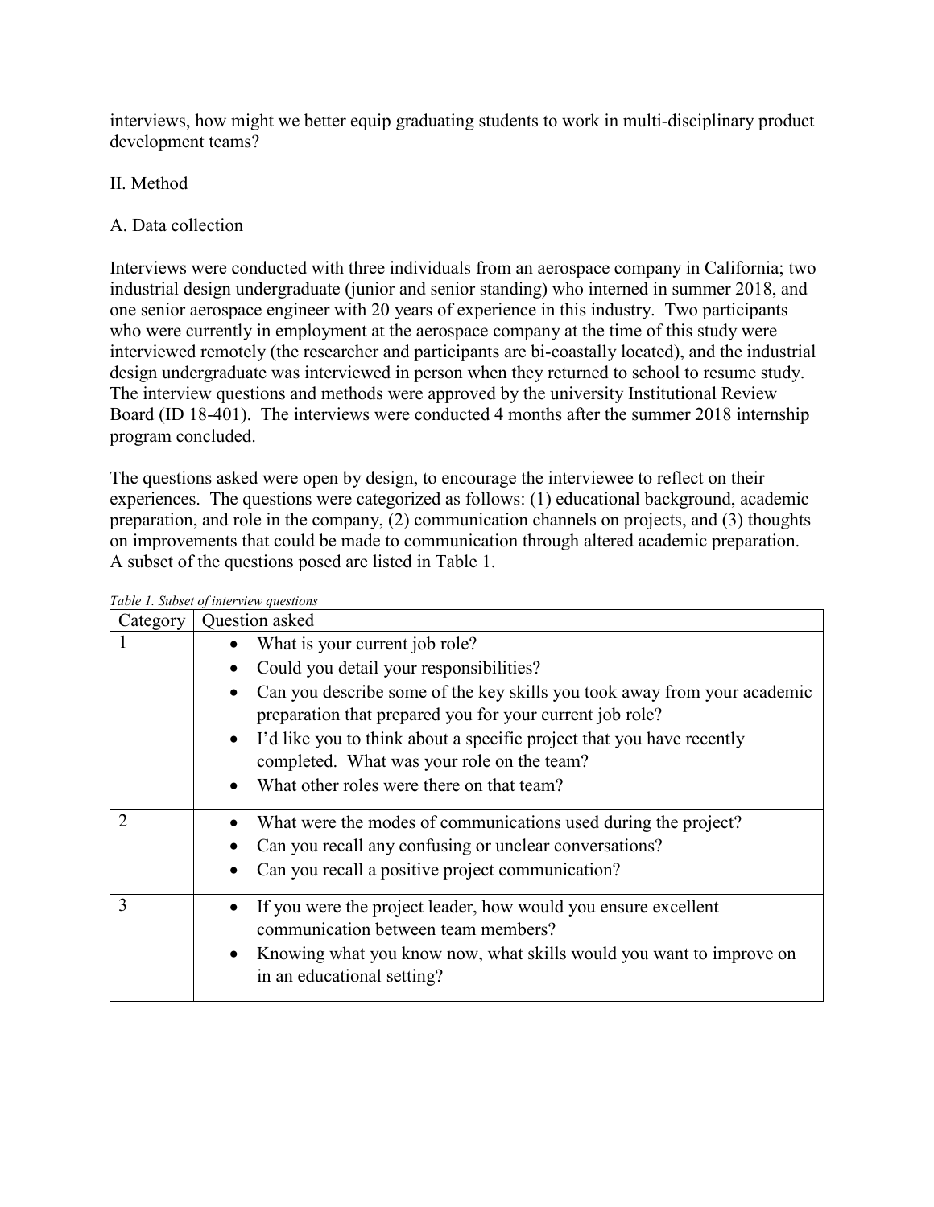interviews, how might we better equip graduating students to work in multi-disciplinary product development teams?

## II. Method

### A. Data collection

Interviews were conducted with three individuals from an aerospace company in California; two industrial design undergraduate (junior and senior standing) who interned in summer 2018, and one senior aerospace engineer with 20 years of experience in this industry. Two participants who were currently in employment at the aerospace company at the time of this study were interviewed remotely (the researcher and participants are bi-coastally located), and the industrial design undergraduate was interviewed in person when they returned to school to resume study. The interview questions and methods were approved by the university Institutional Review Board (ID 18-401). The interviews were conducted 4 months after the summer 2018 internship program concluded.

The questions asked were open by design, to encourage the interviewee to reflect on their experiences. The questions were categorized as follows: (1) educational background, academic preparation, and role in the company, (2) communication channels on projects, and (3) thoughts on improvements that could be made to communication through altered academic preparation. A subset of the questions posed are listed in Table 1.

*Table 1. Subset of interview questions*

| Category | Question asked |
|---|---|
| 1 | • What is your current job role?<br>• Could you detail your responsibilities?<br>• Can you describe some of the key skills you took away from your academic preparation that prepared you for your current job role?<br>• I'd like you to think about a specific project that you have recently completed. What was your role on the team?<br>• What other roles were there on that team? |
| 2 | • What were the modes of communications used during the project?<br>• Can you recall any confusing or unclear conversations?<br>• Can you recall a positive project communication? |
| 3 | • If you were the project leader, how would you ensure excellent communication between team members?<br>• Knowing what you know now, what skills would you want to improve on in an educational setting? |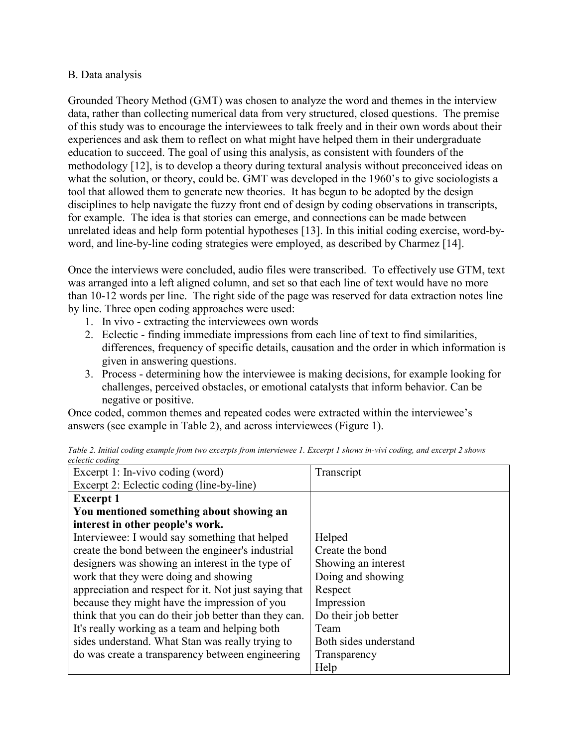B. Data analysis

Grounded Theory Method (GMT) was chosen to analyze the word and themes in the interview data, rather than collecting numerical data from very structured, closed questions. The premise of this study was to encourage the interviewees to talk freely and in their own words about their experiences and ask them to reflect on what might have helped them in their undergraduate education to succeed. The goal of using this analysis, as consistent with founders of the methodology [12], is to develop a theory during textural analysis without preconceived ideas on what the solution, or theory, could be. GMT was developed in the 1960's to give sociologists a tool that allowed them to generate new theories. It has begun to be adopted by the design disciplines to help navigate the fuzzy front end of design by coding observations in transcripts, for example. The idea is that stories can emerge, and connections can be made between unrelated ideas and help form potential hypotheses [13]. In this initial coding exercise, word-by-word, and line-by-line coding strategies were employed, as described by Charmez [14].

Once the interviews were concluded, audio files were transcribed. To effectively use GTM, text was arranged into a left aligned column, and set so that each line of text would have no more than 10-12 words per line. The right side of the page was reserved for data extraction notes line by line. Three open coding approaches were used:

1. In vivo - extracting the interviewees own words
2. Eclectic - finding immediate impressions from each line of text to find similarities, differences, frequency of specific details, causation and the order in which information is given in answering questions.
3. Process - determining how the interviewee is making decisions, for example looking for challenges, perceived obstacles, or emotional catalysts that inform behavior. Can be negative or positive.

Once coded, common themes and repeated codes were extracted within the interviewee's answers (see example in Table 2), and across interviewees (Figure 1).

*Table 2. Initial coding example from two excerpts from interviewee 1. Excerpt 1 shows in-vivi coding, and excerpt 2 shows eclectic coding*

| Excerpt 1: In-vivo coding (word)<br>Excerpt 2: Eclectic coding (line-by-line) | Transcript |
|---|---|
| **Excerpt 1**<br>**You mentioned something about showing an interest in other people's work.** | |
| Interviewee: I would say something that helped | Helped |
| create the bond between the engineer's industrial | Create the bond |
| designers was showing an interest in the type of | Showing an interest |
| work that they were doing and showing | Doing and showing |
| appreciation and respect for it. Not just saying that | Respect |
| because they might have the impression of you | Impression |
| think that you can do their job better than they can. | Do their job better |
| It's really working as a team and helping both | Team |
| sides understand. What Stan was really trying to | Both sides understand |
| do was create a transparency between engineering | Transparency |
| | Help |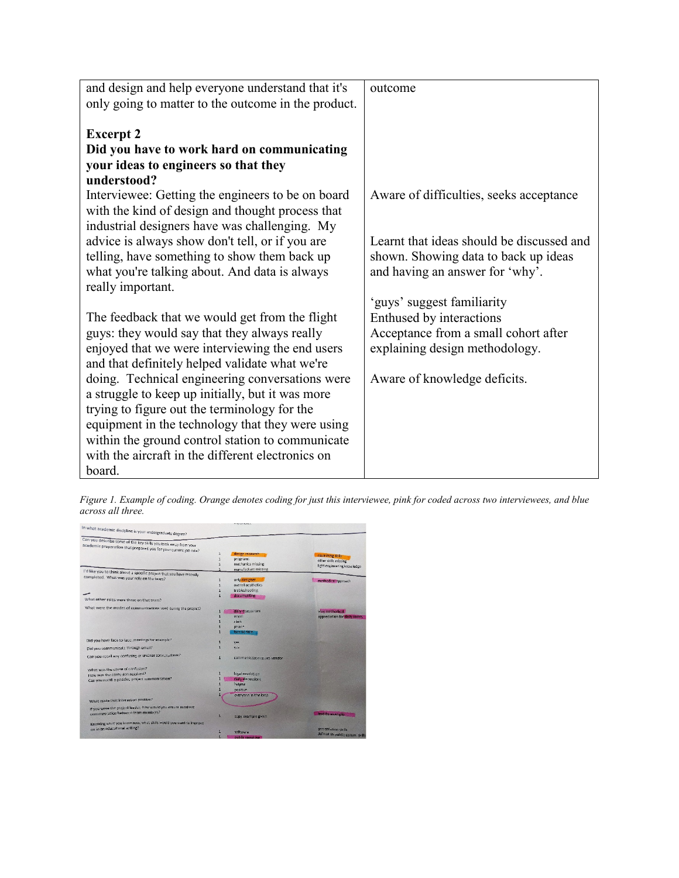| | |
|---|---|
| and design and help everyone understand that it's only going to matter to the outcome in the product. | outcome |
| **Excerpt 2** | |
| **Did you have to work hard on communicating your ideas to engineers so that they understood?** | |
| Interviewee: Getting the engineers to be on board with the kind of design and thought process that industrial designers have was challenging. My advice is always show don't tell, or if you are telling, have something to show them back up what you're talking about. And data is always really important. | Aware of difficulties, seeks acceptance<br><br>Learnt that ideas should be discussed and shown. Showing data to back up ideas and having an answer for 'why'. |
| The feedback that we would get from the flight guys: they would say that they always really enjoyed that we were interviewing the end users and that definitely helped validate what we're doing. Technical engineering conversations were a struggle to keep up initially, but it was more trying to figure out the terminology for the equipment in the technology that they were using within the ground control station to communicate with the aircraft in the different electronics on board. | 'guys' suggest familiarity<br>Enthused by interactions<br>Acceptance from a small cohort after explaining design methodology.<br><br>Aware of knowledge deficits. |

*Figure 1. Example of coding. Orange denotes coding for just this interviewee, pink for coded across two interviewees, and blue across all three.*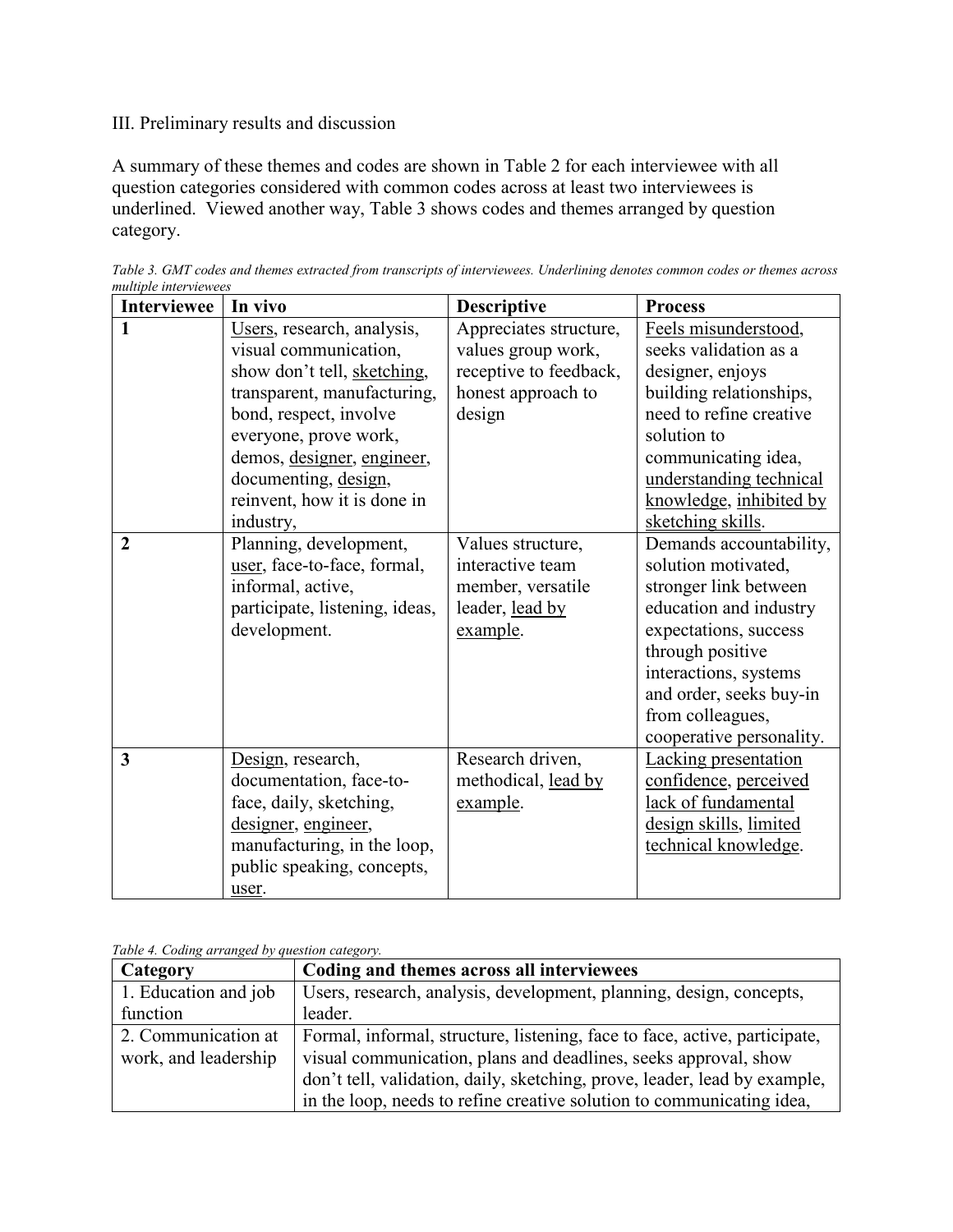III. Preliminary results and discussion

A summary of these themes and codes are shown in Table 2 for each interviewee with all question categories considered with common codes across at least two interviewees is underlined. Viewed another way, Table 3 shows codes and themes arranged by question category.

*Table 3. GMT codes and themes extracted from transcripts of interviewees. Underlining denotes common codes or themes across multiple interviewees*

| Interviewee | In vivo | Descriptive | Process |
|---|---|---|---|
| 1 | <u>Users</u>, research, analysis, visual communication, show don't tell, <u>sketching</u>, transparent, manufacturing, bond, respect, involve everyone, prove work, demos, <u>designer</u>, <u>engineer</u>, documenting, <u>design</u>, reinvent, how it is done in industry, | Appreciates structure, values group work, receptive to feedback, honest approach to design | <u>Feels misunderstood</u>, seeks validation as a designer, enjoys building relationships, need to refine creative solution to communicating idea, <u>understanding technical knowledge</u>, <u>inhibited by sketching skills</u>. |
| 2 | Planning, development, <u>user</u>, face-to-face, formal, informal, active, participate, listening, ideas, development. | Values structure, interactive team member, versatile leader, <u>lead by example</u>. | Demands accountability, solution motivated, stronger link between education and industry expectations, success through positive interactions, systems and order, seeks buy-in from colleagues, cooperative personality. |
| 3 | <u>Design</u>, research, documentation, face-to-face, daily, sketching, <u>designer</u>, <u>engineer</u>, manufacturing, in the loop, public speaking, concepts, <u>user</u>. | Research driven, methodical, <u>lead by example</u>. | <u>Lacking presentation confidence</u>, <u>perceived lack of fundamental design skills</u>, <u>limited technical knowledge</u>. |

*Table 4. Coding arranged by question category.*

| Category | Coding and themes across all interviewees |
|---|---|
| 1. Education and job function | Users, research, analysis, development, planning, design, concepts, leader. |
| 2. Communication at work, and leadership | Formal, informal, structure, listening, face to face, active, participate, visual communication, plans and deadlines, seeks approval, show don't tell, validation, daily, sketching, prove, leader, lead by example, in the loop, needs to refine creative solution to communicating idea, |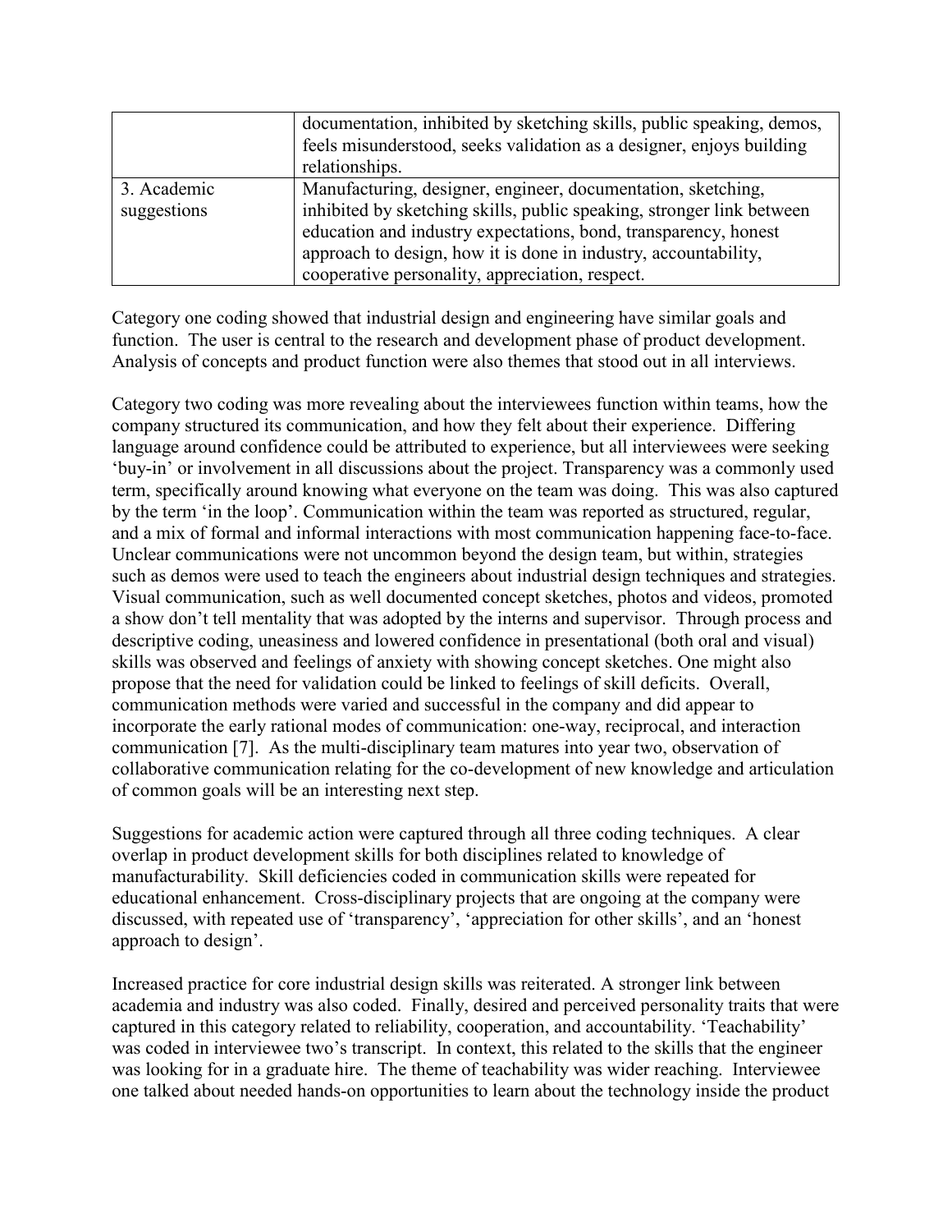| | |
|---|---|
| | documentation, inhibited by sketching skills, public speaking, demos, feels misunderstood, seeks validation as a designer, enjoys building relationships. |
| 3. Academic suggestions | Manufacturing, designer, engineer, documentation, sketching, inhibited by sketching skills, public speaking, stronger link between education and industry expectations, bond, transparency, honest approach to design, how it is done in industry, accountability, cooperative personality, appreciation, respect. |

Category one coding showed that industrial design and engineering have similar goals and function. The user is central to the research and development phase of product development. Analysis of concepts and product function were also themes that stood out in all interviews.

Category two coding was more revealing about the interviewees function within teams, how the company structured its communication, and how they felt about their experience. Differing language around confidence could be attributed to experience, but all interviewees were seeking 'buy-in' or involvement in all discussions about the project. Transparency was a commonly used term, specifically around knowing what everyone on the team was doing. This was also captured by the term 'in the loop'. Communication within the team was reported as structured, regular, and a mix of formal and informal interactions with most communication happening face-to-face. Unclear communications were not uncommon beyond the design team, but within, strategies such as demos were used to teach the engineers about industrial design techniques and strategies. Visual communication, such as well documented concept sketches, photos and videos, promoted a show don't tell mentality that was adopted by the interns and supervisor. Through process and descriptive coding, uneasiness and lowered confidence in presentational (both oral and visual) skills was observed and feelings of anxiety with showing concept sketches. One might also propose that the need for validation could be linked to feelings of skill deficits. Overall, communication methods were varied and successful in the company and did appear to incorporate the early rational modes of communication: one-way, reciprocal, and interaction communication [7]. As the multi-disciplinary team matures into year two, observation of collaborative communication relating for the co-development of new knowledge and articulation of common goals will be an interesting next step.

Suggestions for academic action were captured through all three coding techniques. A clear overlap in product development skills for both disciplines related to knowledge of manufacturability. Skill deficiencies coded in communication skills were repeated for educational enhancement. Cross-disciplinary projects that are ongoing at the company were discussed, with repeated use of 'transparency', 'appreciation for other skills', and an 'honest approach to design'.

Increased practice for core industrial design skills was reiterated. A stronger link between academia and industry was also coded. Finally, desired and perceived personality traits that were captured in this category related to reliability, cooperation, and accountability. 'Teachability' was coded in interviewee two's transcript. In context, this related to the skills that the engineer was looking for in a graduate hire. The theme of teachability was wider reaching. Interviewee one talked about needed hands-on opportunities to learn about the technology inside the product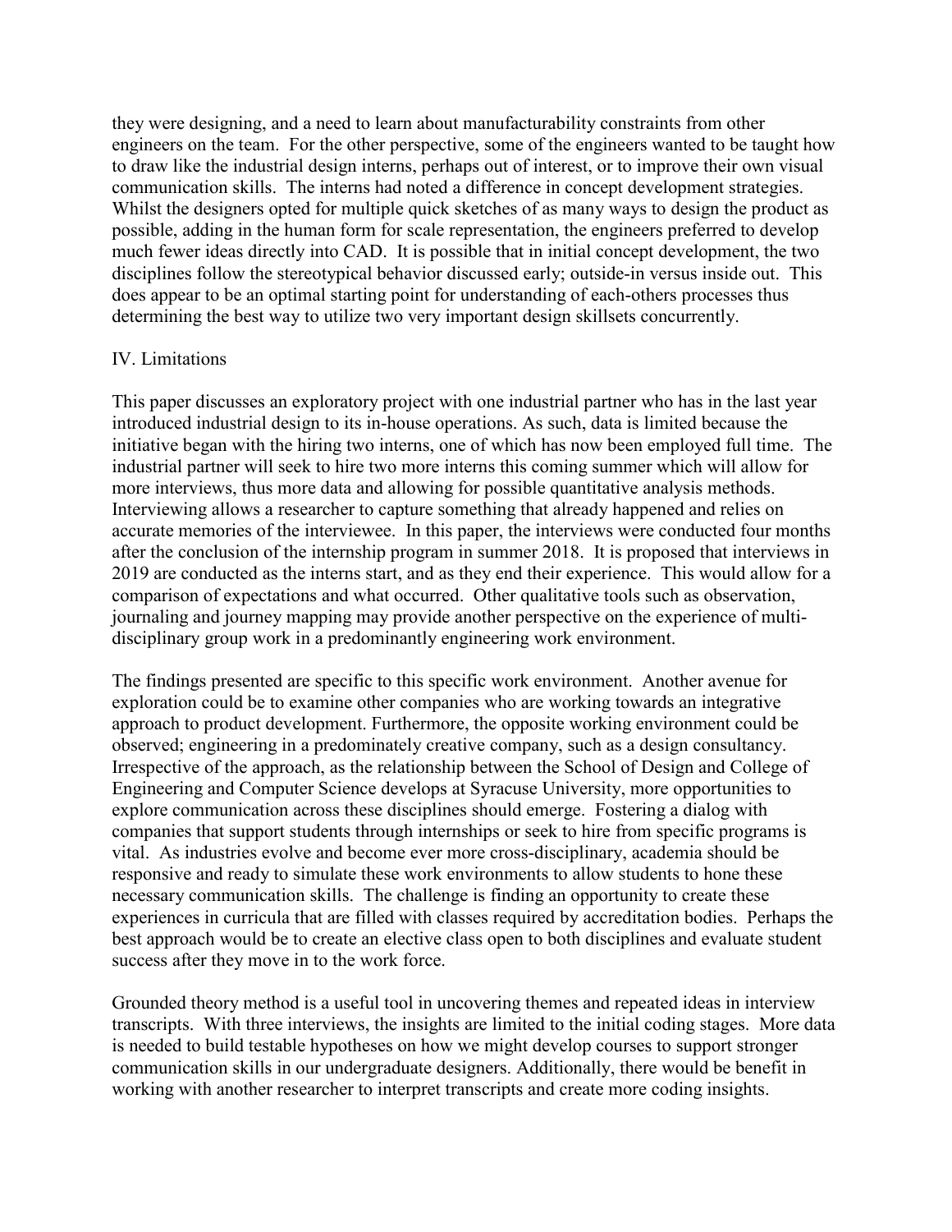they were designing, and a need to learn about manufacturability constraints from other engineers on the team. For the other perspective, some of the engineers wanted to be taught how to draw like the industrial design interns, perhaps out of interest, or to improve their own visual communication skills. The interns had noted a difference in concept development strategies. Whilst the designers opted for multiple quick sketches of as many ways to design the product as possible, adding in the human form for scale representation, the engineers preferred to develop much fewer ideas directly into CAD. It is possible that in initial concept development, the two disciplines follow the stereotypical behavior discussed early; outside-in versus inside out. This does appear to be an optimal starting point for understanding of each-others processes thus determining the best way to utilize two very important design skillsets concurrently.

## IV. Limitations

This paper discusses an exploratory project with one industrial partner who has in the last year introduced industrial design to its in-house operations. As such, data is limited because the initiative began with the hiring two interns, one of which has now been employed full time. The industrial partner will seek to hire two more interns this coming summer which will allow for more interviews, thus more data and allowing for possible quantitative analysis methods. Interviewing allows a researcher to capture something that already happened and relies on accurate memories of the interviewee. In this paper, the interviews were conducted four months after the conclusion of the internship program in summer 2018. It is proposed that interviews in 2019 are conducted as the interns start, and as they end their experience. This would allow for a comparison of expectations and what occurred. Other qualitative tools such as observation, journaling and journey mapping may provide another perspective on the experience of multi-disciplinary group work in a predominantly engineering work environment.

The findings presented are specific to this specific work environment. Another avenue for exploration could be to examine other companies who are working towards an integrative approach to product development. Furthermore, the opposite working environment could be observed; engineering in a predominately creative company, such as a design consultancy. Irrespective of the approach, as the relationship between the School of Design and College of Engineering and Computer Science develops at Syracuse University, more opportunities to explore communication across these disciplines should emerge. Fostering a dialog with companies that support students through internships or seek to hire from specific programs is vital. As industries evolve and become ever more cross-disciplinary, academia should be responsive and ready to simulate these work environments to allow students to hone these necessary communication skills. The challenge is finding an opportunity to create these experiences in curricula that are filled with classes required by accreditation bodies. Perhaps the best approach would be to create an elective class open to both disciplines and evaluate student success after they move in to the work force.

Grounded theory method is a useful tool in uncovering themes and repeated ideas in interview transcripts. With three interviews, the insights are limited to the initial coding stages. More data is needed to build testable hypotheses on how we might develop courses to support stronger communication skills in our undergraduate designers. Additionally, there would be benefit in working with another researcher to interpret transcripts and create more coding insights.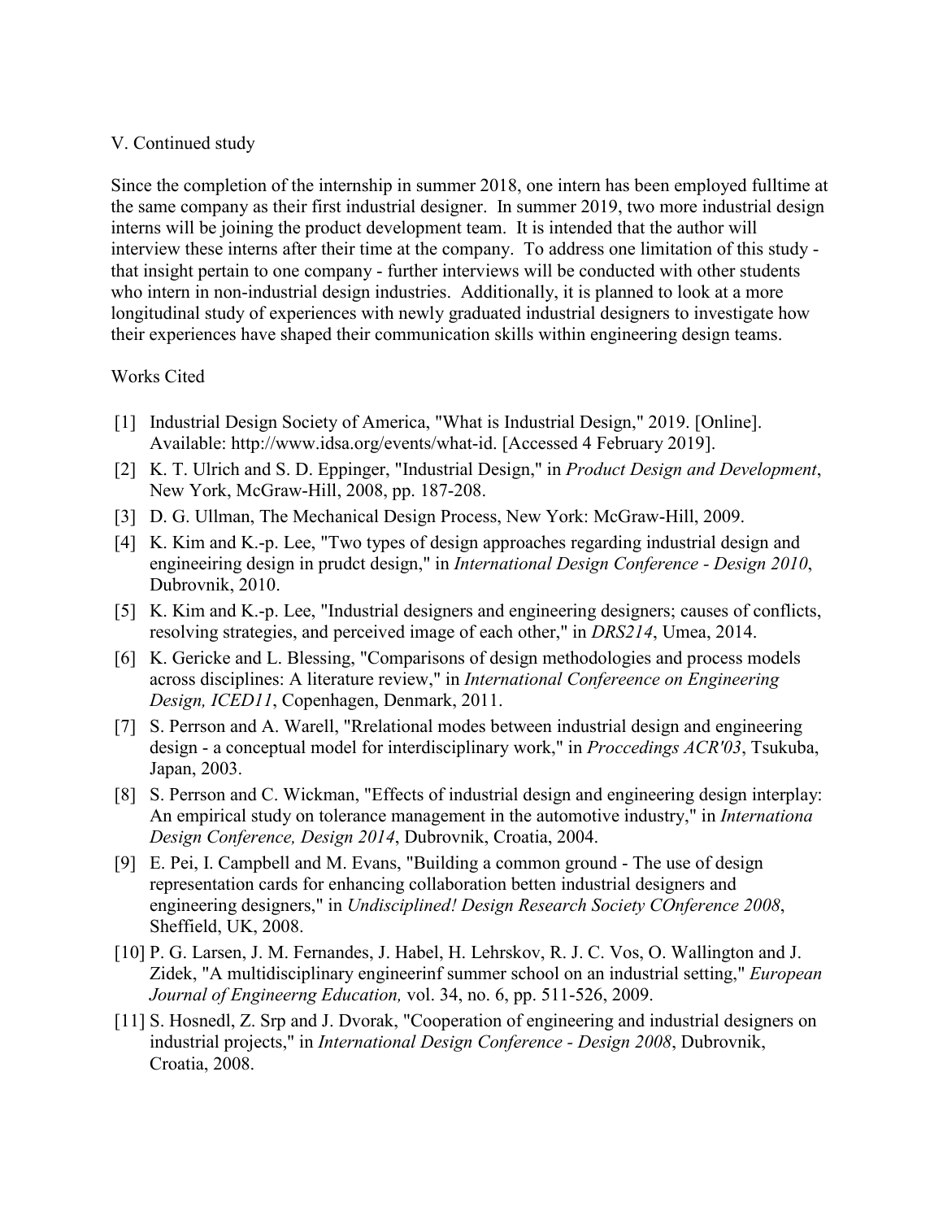## V. Continued study

Since the completion of the internship in summer 2018, one intern has been employed fulltime at the same company as their first industrial designer. In summer 2019, two more industrial design interns will be joining the product development team. It is intended that the author will interview these interns after their time at the company. To address one limitation of this study - that insight pertain to one company - further interviews will be conducted with other students who intern in non-industrial design industries. Additionally, it is planned to look at a more longitudinal study of experiences with newly graduated industrial designers to investigate how their experiences have shaped their communication skills within engineering design teams.

## Works Cited

[1] Industrial Design Society of America, "What is Industrial Design," 2019. [Online]. Available: http://www.idsa.org/events/what-id. [Accessed 4 February 2019].

[2] K. T. Ulrich and S. D. Eppinger, "Industrial Design," in *Product Design and Development*, New York, McGraw-Hill, 2008, pp. 187-208.

[3] D. G. Ullman, The Mechanical Design Process, New York: McGraw-Hill, 2009.

[4] K. Kim and K.-p. Lee, "Two types of design approaches regarding industrial design and engineeiring design in prudct design," in *International Design Conference - Design 2010*, Dubrovnik, 2010.

[5] K. Kim and K.-p. Lee, "Industrial designers and engineering designers; causes of conflicts, resolving strategies, and perceived image of each other," in *DRS214*, Umea, 2014.

[6] K. Gericke and L. Blessing, "Comparisons of design methodologies and process models across disciplines: A literature review," in *International Confereence on Engineering Design, ICED11*, Copenhagen, Denmark, 2011.

[7] S. Perrson and A. Warell, "Rrelational modes between industrial design and engineering design - a conceptual model for interdisciplinary work," in *Proccedings ACR'03*, Tsukuba, Japan, 2003.

[8] S. Perrson and C. Wickman, "Effects of industrial design and engineering design interplay: An empirical study on tolerance management in the automotive industry," in *Internationa Design Conference, Design 2014*, Dubrovnik, Croatia, 2004.

[9] E. Pei, I. Campbell and M. Evans, "Building a common ground - The use of design representation cards for enhancing collaboration betten industrial designers and engineering designers," in *Undisciplined! Design Research Society COnference 2008*, Sheffield, UK, 2008.

[10] P. G. Larsen, J. M. Fernandes, J. Habel, H. Lehrskov, R. J. C. Vos, O. Wallington and J. Zidek, "A multidisciplinary engineerinf summer school on an industrial setting," *European Journal of Engineerng Education,* vol. 34, no. 6, pp. 511-526, 2009.

[11] S. Hosnedl, Z. Srp and J. Dvorak, "Cooperation of engineering and industrial designers on industrial projects," in *International Design Conference - Design 2008*, Dubrovnik, Croatia, 2008.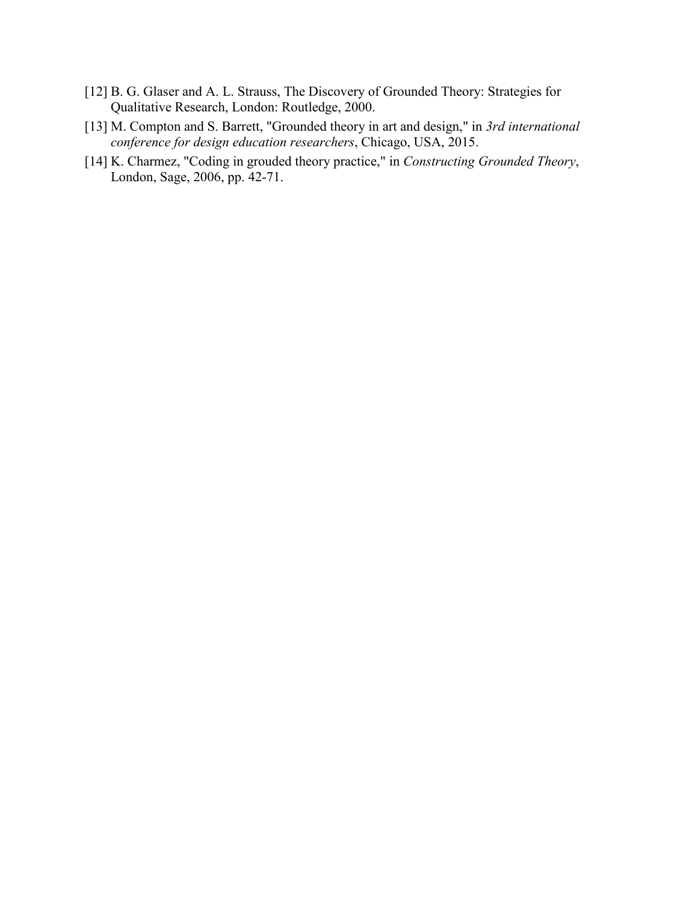[12] B. G. Glaser and A. L. Strauss, The Discovery of Grounded Theory: Strategies for Qualitative Research, London: Routledge, 2000.

[13] M. Compton and S. Barrett, "Grounded theory in art and design," in *3rd international conference for design education researchers*, Chicago, USA, 2015.

[14] K. Charmez, "Coding in grouded theory practice," in *Constructing Grounded Theory*, London, Sage, 2006, pp. 42-71.